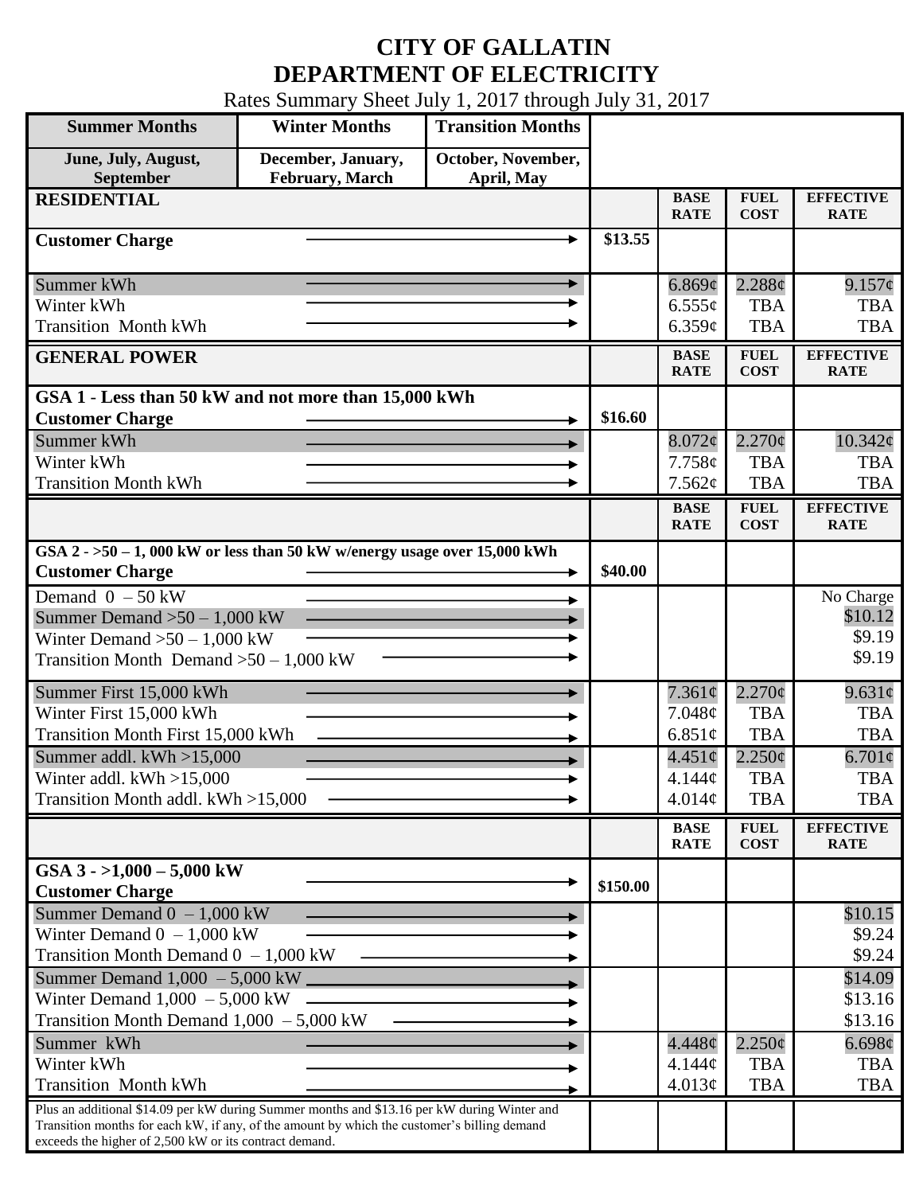# CITY OF GALLATIN
# DEPARTMENT OF ELECTRICITY

Rates Summary Sheet July 1, 2017 through July 31, 2017

| Summer Months | Winter Months | Transition Months |
|---|---|---|
| June, July, August, September | December, January, February, March | October, November, April, May |

| RESIDENTIAL | | BASE RATE | FUEL COST | EFFECTIVE RATE |
|---|---|---|---|---|
| Customer Charge | $13.55 | | | |
| Summer kWh | | 6.869¢ | 2.288¢ | 9.157¢ |
| Winter kWh | | 6.555¢ | TBA | TBA |
| Transition Month kWh | | 6.359¢ | TBA | TBA |

| GENERAL POWER | | BASE RATE | FUEL COST | EFFECTIVE RATE |
|---|---|---|---|---|
| **GSA 1 - Less than 50 kW and not more than 15,000 kWh** | | | | |
| Customer Charge | $16.60 | | | |
| Summer kWh | | 8.072¢ | 2.270¢ | 10.342¢ |
| Winter kWh | | 7.758¢ | TBA | TBA |
| Transition Month kWh | | 7.562¢ | TBA | TBA |

| | | BASE RATE | FUEL COST | EFFECTIVE RATE |
|---|---|---|---|---|
| **GSA 2 - >50 – 1, 000 kW or less than 50 kW w/energy usage over 15,000 kWh** | | | | |
| Customer Charge | $40.00 | | | |
| Demand 0 – 50 kW | | | | No Charge |
| Summer Demand >50 – 1,000 kW | | | | $10.12 |
| Winter Demand >50 – 1,000 kW | | | | $9.19 |
| Transition Month Demand >50 – 1,000 kW | | | | $9.19 |
| Summer First 15,000 kWh | | 7.361¢ | 2.270¢ | 9.631¢ |
| Winter First 15,000 kWh | | 7.048¢ | TBA | TBA |
| Transition Month First 15,000 kWh | | 6.851¢ | TBA | TBA |
| Summer addl. kWh >15,000 | | 4.451¢ | 2.250¢ | 6.701¢ |
| Winter addl. kWh >15,000 | | 4.144¢ | TBA | TBA |
| Transition Month addl. kWh >15,000 | | 4.014¢ | TBA | TBA |

| | | BASE RATE | FUEL COST | EFFECTIVE RATE |
|---|---|---|---|---|
| **GSA 3 - >1,000 – 5,000 kW** | | | | |
| Customer Charge | $150.00 | | | |
| Summer Demand 0 – 1,000 kW | | | | $10.15 |
| Winter Demand 0 – 1,000 kW | | | | $9.24 |
| Transition Month Demand 0 – 1,000 kW | | | | $9.24 |
| Summer Demand 1,000 – 5,000 kW | | | | $14.09 |
| Winter Demand 1,000 – 5,000 kW | | | | $13.16 |
| Transition Month Demand 1,000 – 5,000 kW | | | | $13.16 |
| Summer kWh | | 4.448¢ | 2.250¢ | 6.698¢ |
| Winter kWh | | 4.144¢ | TBA | TBA |
| Transition Month kWh | | 4.013¢ | TBA | TBA |
| Plus an additional $14.09 per kW during Summer months and $13.16 per kW during Winter and Transition months for each kW, if any, of the amount by which the customer's billing demand exceeds the higher of 2,500 kW or its contract demand. | | | | |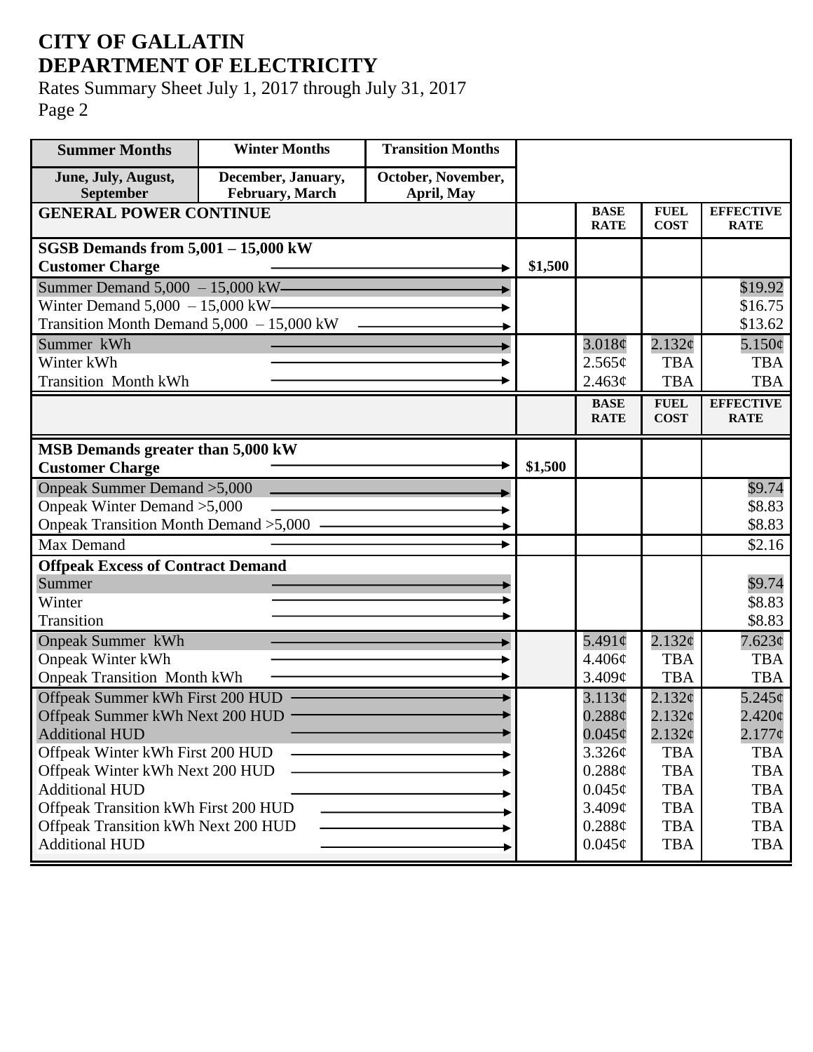# CITY OF GALLATIN
# DEPARTMENT OF ELECTRICITY

Rates Summary Sheet July 1, 2017 through July 31, 2017
Page 2

| Summer Months | Winter Months | Transition Months |
|---|---|---|
| June, July, August, September | December, January, February, March | October, November, April, May |

| GENERAL POWER CONTINUE | | BASE RATE | FUEL COST | EFFECTIVE RATE |
|---|---|---|---|---|
| **SGSB Demands from 5,001 – 15,000 kW** | | | | |
| **Customer Charge** | $1,500 | | | |
| Summer Demand 5,000 – 15,000 kW | | | | $19.92 |
| Winter Demand 5,000 – 15,000 kW | | | | $16.75 |
| Transition Month Demand 5,000 – 15,000 kW | | | | $13.62 |
| Summer kWh | | 3.018¢ | 2.132¢ | 5.150¢ |
| Winter kWh | | 2.565¢ | TBA | TBA |
| Transition Month kWh | | 2.463¢ | TBA | TBA |

| | | BASE RATE | FUEL COST | EFFECTIVE RATE |
|---|---|---|---|---|
| **MSB Demands greater than 5,000 kW** | | | | |
| **Customer Charge** | $1,500 | | | |
| Onpeak Summer Demand >5,000 | | | | $9.74 |
| Onpeak Winter Demand >5,000 | | | | $8.83 |
| Onpeak Transition Month Demand >5,000 | | | | $8.83 |
| Max Demand | | | | $2.16 |
| **Offpeak Excess of Contract Demand** | | | | |
| Summer | | | | $9.74 |
| Winter | | | | $8.83 |
| Transition | | | | $8.83 |
| Onpeak Summer kWh | | 5.491¢ | 2.132¢ | 7.623¢ |
| Onpeak Winter kWh | | 4.406¢ | TBA | TBA |
| Onpeak Transition Month kWh | | 3.409¢ | TBA | TBA |
| Offpeak Summer kWh First 200 HUD | | 3.113¢ | 2.132¢ | 5.245¢ |
| Offpeak Summer kWh Next 200 HUD | | 0.288¢ | 2.132¢ | 2.420¢ |
| Additional HUD | | 0.045¢ | 2.132¢ | 2.177¢ |
| Offpeak Winter kWh First 200 HUD | | 3.326¢ | TBA | TBA |
| Offpeak Winter kWh Next 200 HUD | | 0.288¢ | TBA | TBA |
| Additional HUD | | 0.045¢ | TBA | TBA |
| Offpeak Transition kWh First 200 HUD | | 3.409¢ | TBA | TBA |
| Offpeak Transition kWh Next 200 HUD | | 0.288¢ | TBA | TBA |
| Additional HUD | | 0.045¢ | TBA | TBA |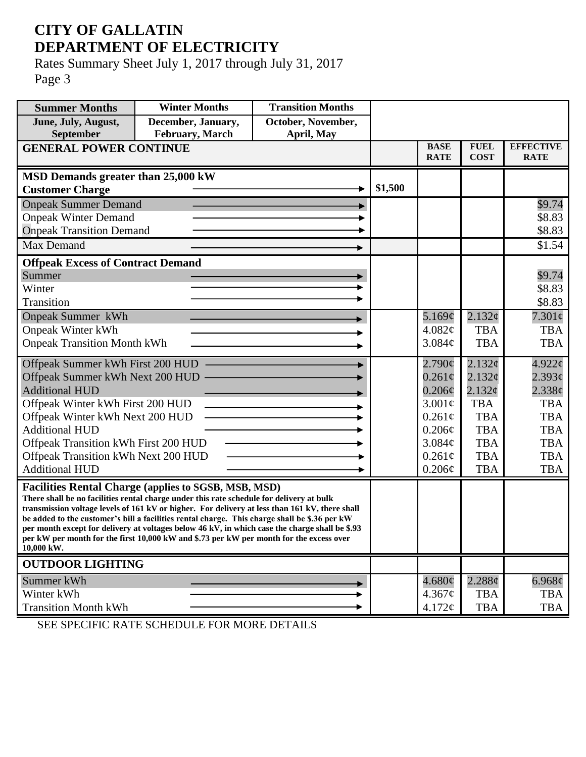# CITY OF GALLATIN
# DEPARTMENT OF ELECTRICITY

Rates Summary Sheet July 1, 2017 through July 31, 2017
Page 3

| Summer Months | Winter Months | Transition Months | | | | |
|---|---|---|---|---|---|---|
| June, July, August, September | December, January, February, March | October, November, April, May | | | | |
| **GENERAL POWER CONTINUE** | | | | **BASE RATE** | **FUEL COST** | **EFFECTIVE RATE** |
| **MSD Demands greater than 25,000 kW** | | | | | | |
| **Customer Charge** | | | **$1,500** | | | |
| Onpeak Summer Demand | | | | | | $9.74 |
| Onpeak Winter Demand | | | | | | $8.83 |
| Onpeak Transition Demand | | | | | | $8.83 |
| Max Demand | | | | | | $1.54 |
| **Offpeak Excess of Contract Demand** | | | | | | |
| Summer | | | | | | $9.74 |
| Winter | | | | | | $8.83 |
| Transition | | | | | | $8.83 |
| Onpeak Summer kWh | | | | 5.169¢ | 2.132¢ | 7.301¢ |
| Onpeak Winter kWh | | | | 4.082¢ | TBA | TBA |
| Onpeak Transition Month kWh | | | | 3.084¢ | TBA | TBA |
| Offpeak Summer kWh First 200 HUD | | | | 2.790¢ | 2.132¢ | 4.922¢ |
| Offpeak Summer kWh Next 200 HUD | | | | 0.261¢ | 2.132¢ | 2.393¢ |
| Additional HUD | | | | 0.206¢ | 2.132¢ | 2.338¢ |
| Offpeak Winter kWh First 200 HUD | | | | 3.001¢ | TBA | TBA |
| Offpeak Winter kWh Next 200 HUD | | | | 0.261¢ | TBA | TBA |
| Additional HUD | | | | 0.206¢ | TBA | TBA |
| Offpeak Transition kWh First 200 HUD | | | | 3.084¢ | TBA | TBA |
| Offpeak Transition kWh Next 200 HUD | | | | 0.261¢ | TBA | TBA |
| Additional HUD | | | | 0.206¢ | TBA | TBA |
| **Facilities Rental Charge (applies to SGSB, MSB, MSD)** There shall be no facilities rental charge under this rate schedule for delivery at bulk transmission voltage levels of 161 kV or higher. For delivery at less than 161 kV, there shall be added to the customer's bill a facilities rental charge. This charge shall be $.36 per kW per month except for delivery at voltages below 46 kV, in which case the charge shall be $.93 per kW per month for the first 10,000 kW and $.73 per kW per month for the excess over 10,000 kW. | | | | | | |
| **OUTDOOR LIGHTING** | | | | | | |
| Summer kWh | | | | 4.680¢ | 2.288¢ | 6.968¢ |
| Winter kWh | | | | 4.367¢ | TBA | TBA |
| Transition Month kWh | | | | 4.172¢ | TBA | TBA |

SEE SPECIFIC RATE SCHEDULE FOR MORE DETAILS